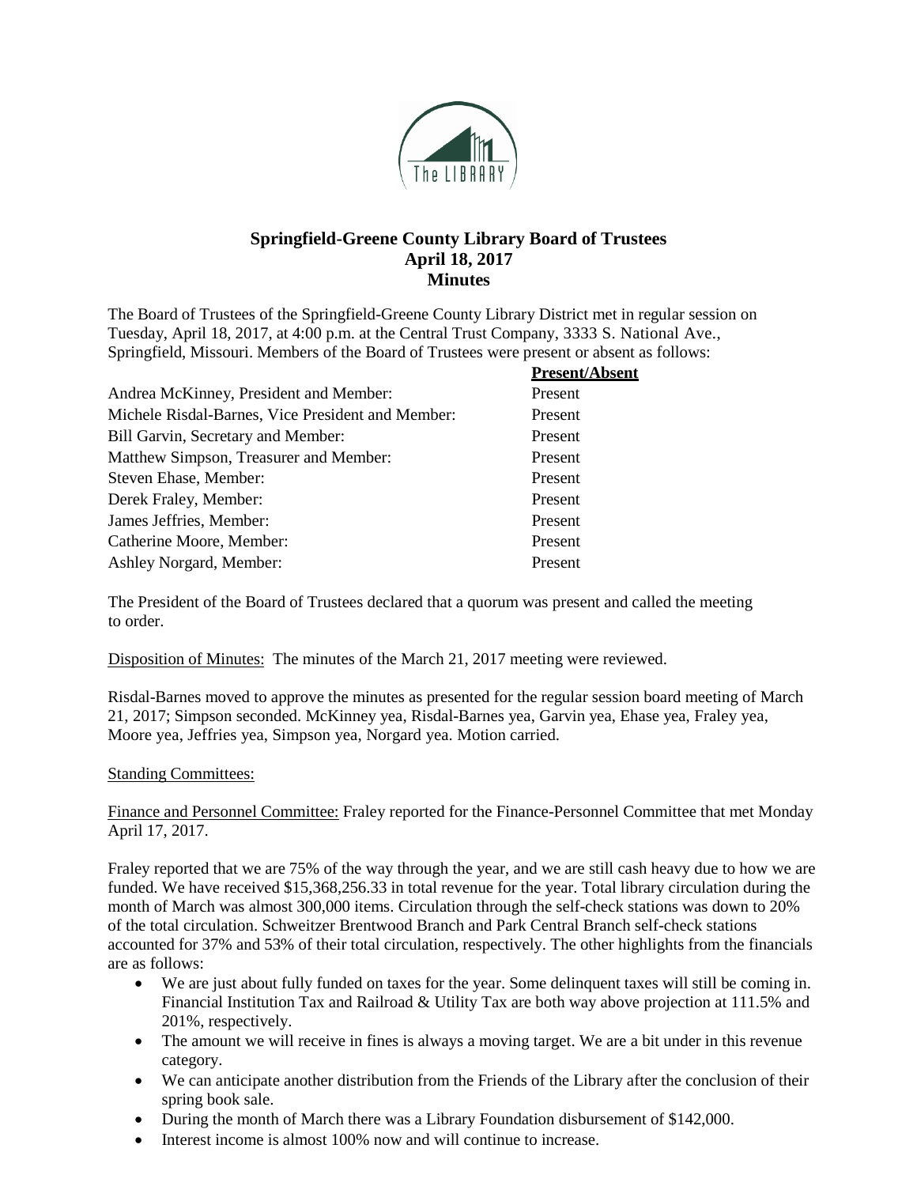# Springfield-Greene County Library Board of Trustees
## April 18, 2017
## Minutes

The Board of Trustees of the Springfield-Greene County Library District met in regular session on Tuesday, April 18, 2017, at 4:00 p.m. at the Central Trust Company, 3333 S. National Ave., Springfield, Missouri. Members of the Board of Trustees were present or absent as follows:

| | **Present/Absent** |
|---|---|
| Andrea McKinney, President and Member: | Present |
| Michele Risdal-Barnes, Vice President and Member: | Present |
| Bill Garvin, Secretary and Member: | Present |
| Matthew Simpson, Treasurer and Member: | Present |
| Steven Ehase, Member: | Present |
| Derek Fraley, Member: | Present |
| James Jeffries, Member: | Present |
| Catherine Moore, Member: | Present |
| Ashley Norgard, Member: | Present |

The President of the Board of Trustees declared that a quorum was present and called the meeting to order.

Disposition of Minutes: The minutes of the March 21, 2017 meeting were reviewed.

Risdal-Barnes moved to approve the minutes as presented for the regular session board meeting of March 21, 2017; Simpson seconded. McKinney yea, Risdal-Barnes yea, Garvin yea, Ehase yea, Fraley yea, Moore yea, Jeffries yea, Simpson yea, Norgard yea. Motion carried.

Standing Committees:

Finance and Personnel Committee: Fraley reported for the Finance-Personnel Committee that met Monday April 17, 2017.

Fraley reported that we are 75% of the way through the year, and we are still cash heavy due to how we are funded. We have received $15,368,256.33 in total revenue for the year. Total library circulation during the month of March was almost 300,000 items. Circulation through the self-check stations was down to 20% of the total circulation. Schweitzer Brentwood Branch and Park Central Branch self-check stations accounted for 37% and 53% of their total circulation, respectively. The other highlights from the financials are as follows:

- We are just about fully funded on taxes for the year. Some delinquent taxes will still be coming in. Financial Institution Tax and Railroad & Utility Tax are both way above projection at 111.5% and 201%, respectively.
- The amount we will receive in fines is always a moving target. We are a bit under in this revenue category.
- We can anticipate another distribution from the Friends of the Library after the conclusion of their spring book sale.
- During the month of March there was a Library Foundation disbursement of $142,000.
- Interest income is almost 100% now and will continue to increase.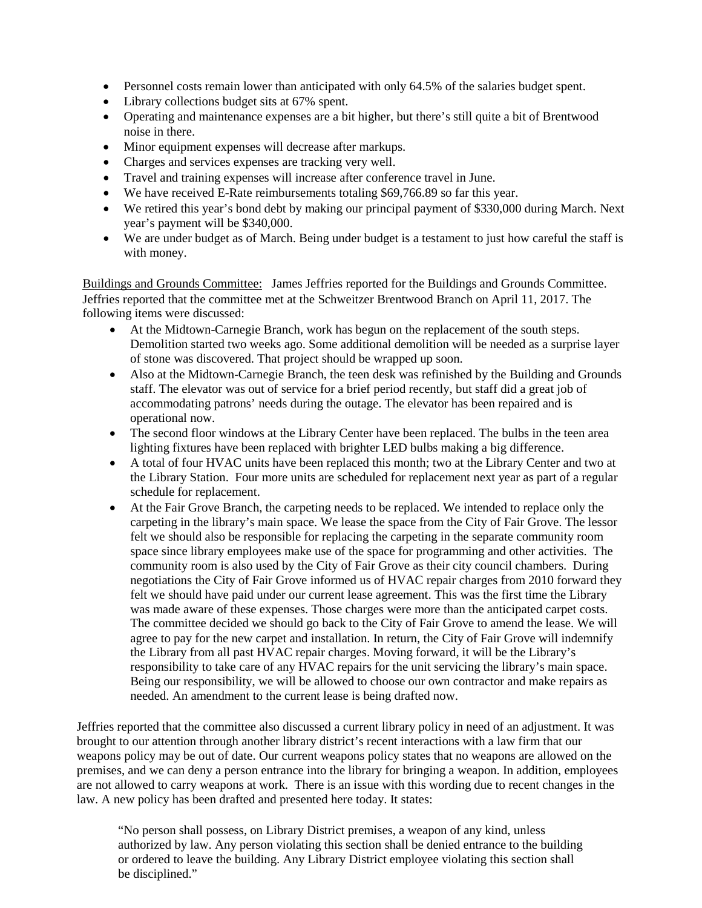- Personnel costs remain lower than anticipated with only 64.5% of the salaries budget spent.
- Library collections budget sits at 67% spent.
- Operating and maintenance expenses are a bit higher, but there's still quite a bit of Brentwood noise in there.
- Minor equipment expenses will decrease after markups.
- Charges and services expenses are tracking very well.
- Travel and training expenses will increase after conference travel in June.
- We have received E-Rate reimbursements totaling $69,766.89 so far this year.
- We retired this year's bond debt by making our principal payment of $330,000 during March. Next year's payment will be $340,000.
- We are under budget as of March. Being under budget is a testament to just how careful the staff is with money.

Buildings and Grounds Committee: James Jeffries reported for the Buildings and Grounds Committee. Jeffries reported that the committee met at the Schweitzer Brentwood Branch on April 11, 2017. The following items were discussed:

- At the Midtown-Carnegie Branch, work has begun on the replacement of the south steps. Demolition started two weeks ago. Some additional demolition will be needed as a surprise layer of stone was discovered. That project should be wrapped up soon.
- Also at the Midtown-Carnegie Branch, the teen desk was refinished by the Building and Grounds staff. The elevator was out of service for a brief period recently, but staff did a great job of accommodating patrons' needs during the outage. The elevator has been repaired and is operational now.
- The second floor windows at the Library Center have been replaced. The bulbs in the teen area lighting fixtures have been replaced with brighter LED bulbs making a big difference.
- A total of four HVAC units have been replaced this month; two at the Library Center and two at the Library Station. Four more units are scheduled for replacement next year as part of a regular schedule for replacement.
- At the Fair Grove Branch, the carpeting needs to be replaced. We intended to replace only the carpeting in the library's main space. We lease the space from the City of Fair Grove. The lessor felt we should also be responsible for replacing the carpeting in the separate community room space since library employees make use of the space for programming and other activities. The community room is also used by the City of Fair Grove as their city council chambers. During negotiations the City of Fair Grove informed us of HVAC repair charges from 2010 forward they felt we should have paid under our current lease agreement. This was the first time the Library was made aware of these expenses. Those charges were more than the anticipated carpet costs. The committee decided we should go back to the City of Fair Grove to amend the lease. We will agree to pay for the new carpet and installation. In return, the City of Fair Grove will indemnify the Library from all past HVAC repair charges. Moving forward, it will be the Library's responsibility to take care of any HVAC repairs for the unit servicing the library's main space. Being our responsibility, we will be allowed to choose our own contractor and make repairs as needed. An amendment to the current lease is being drafted now.

Jeffries reported that the committee also discussed a current library policy in need of an adjustment. It was brought to our attention through another library district's recent interactions with a law firm that our weapons policy may be out of date. Our current weapons policy states that no weapons are allowed on the premises, and we can deny a person entrance into the library for bringing a weapon. In addition, employees are not allowed to carry weapons at work. There is an issue with this wording due to recent changes in the law. A new policy has been drafted and presented here today. It states:

> "No person shall possess, on Library District premises, a weapon of any kind, unless authorized by law. Any person violating this section shall be denied entrance to the building or ordered to leave the building. Any Library District employee violating this section shall be disciplined."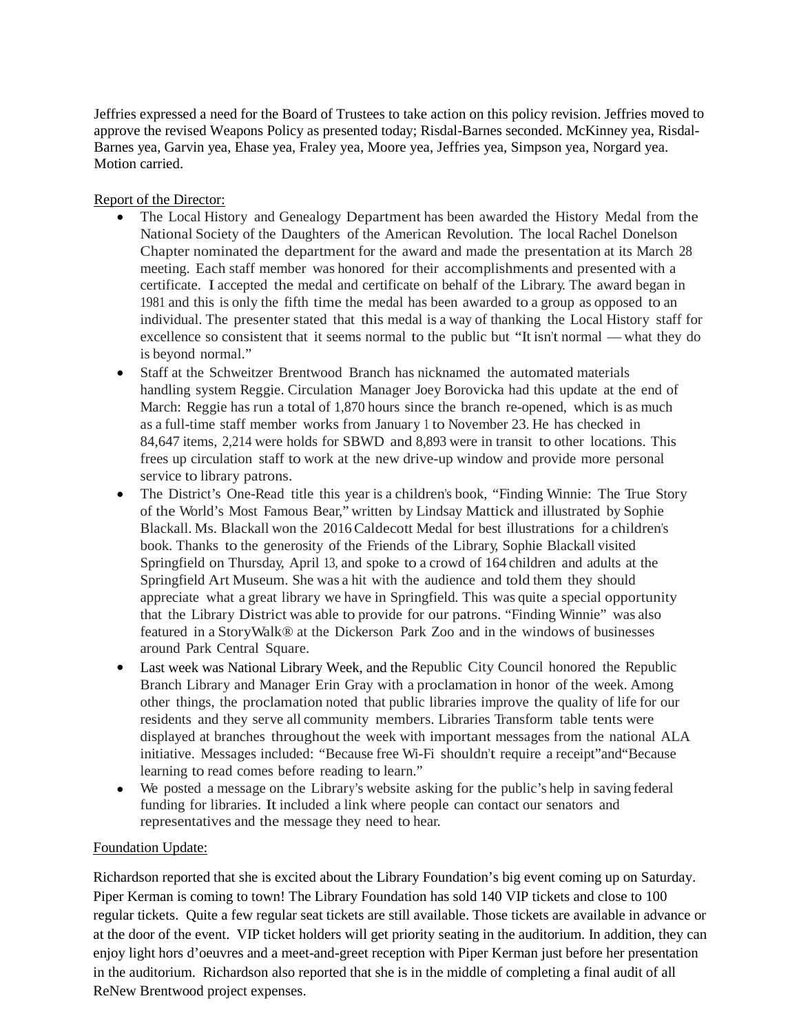Jeffries expressed a need for the Board of Trustees to take action on this policy revision. Jeffries moved to approve the revised Weapons Policy as presented today; Risdal-Barnes seconded. McKinney yea, Risdal-Barnes yea, Garvin yea, Ehase yea, Fraley yea, Moore yea, Jeffries yea, Simpson yea, Norgard yea. Motion carried.

Report of the Director:

- The Local History and Genealogy Department has been awarded the History Medal from the National Society of the Daughters of the American Revolution. The local Rachel Donelson Chapter nominated the department for the award and made the presentation at its March 28 meeting. Each staff member was honored for their accomplishments and presented with a certificate. I accepted the medal and certificate on behalf of the Library. The award began in 1981 and this is only the fifth time the medal has been awarded to a group as opposed to an individual. The presenter stated that this medal is a way of thanking the Local History staff for excellence so consistent that it seems normal to the public but "It isn't normal — what they do is beyond normal."
- Staff at the Schweitzer Brentwood Branch has nicknamed the automated materials handling system Reggie. Circulation Manager Joey Borovicka had this update at the end of March: Reggie has run a total of 1,870 hours since the branch re-opened, which is as much as a full-time staff member works from January 1 to November 23. He has checked in 84,647 items, 2,214 were holds for SBWD and 8,893 were in transit to other locations. This frees up circulation staff to work at the new drive-up window and provide more personal service to library patrons.
- The District's One-Read title this year is a children's book, "Finding Winnie: The True Story of the World's Most Famous Bear," written by Lindsay Mattick and illustrated by Sophie Blackall. Ms. Blackall won the 2016 Caldecott Medal for best illustrations for a children's book. Thanks to the generosity of the Friends of the Library, Sophie Blackall visited Springfield on Thursday, April 13, and spoke to a crowd of 164 children and adults at the Springfield Art Museum. She was a hit with the audience and told them they should appreciate what a great library we have in Springfield. This was quite a special opportunity that the Library District was able to provide for our patrons. "Finding Winnie" was also featured in a StoryWalk® at the Dickerson Park Zoo and in the windows of businesses around Park Central Square.
- Last week was National Library Week, and the Republic City Council honored the Republic Branch Library and Manager Erin Gray with a proclamation in honor of the week. Among other things, the proclamation noted that public libraries improve the quality of life for our residents and they serve all community members. Libraries Transform table tents were displayed at branches throughout the week with important messages from the national ALA initiative. Messages included: "Because free Wi-Fi shouldn't require a receipt"and"Because learning to read comes before reading to learn."
- We posted a message on the Library's website asking for the public's help in saving federal funding for libraries. It included a link where people can contact our senators and representatives and the message they need to hear.

Foundation Update:

Richardson reported that she is excited about the Library Foundation's big event coming up on Saturday. Piper Kerman is coming to town! The Library Foundation has sold 140 VIP tickets and close to 100 regular tickets. Quite a few regular seat tickets are still available. Those tickets are available in advance or at the door of the event. VIP ticket holders will get priority seating in the auditorium. In addition, they can enjoy light hors d'oeuvres and a meet-and-greet reception with Piper Kerman just before her presentation in the auditorium. Richardson also reported that she is in the middle of completing a final audit of all ReNew Brentwood project expenses.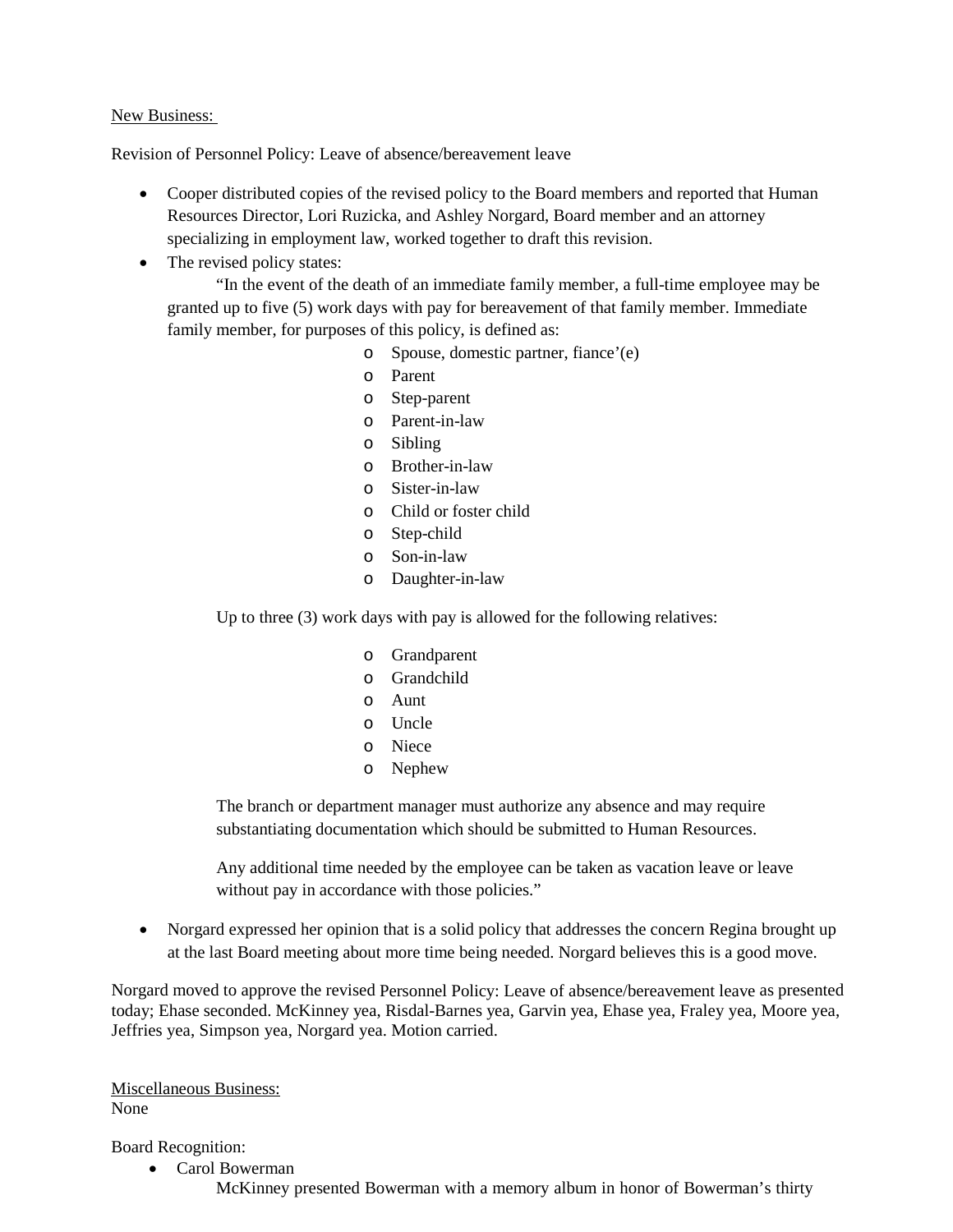New Business:

Revision of Personnel Policy: Leave of absence/bereavement leave

- Cooper distributed copies of the revised policy to the Board members and reported that Human Resources Director, Lori Ruzicka, and Ashley Norgard, Board member and an attorney specializing in employment law, worked together to draft this revision.
- The revised policy states:

  "In the event of the death of an immediate family member, a full-time employee may be granted up to five (5) work days with pay for bereavement of that family member. Immediate family member, for purposes of this policy, is defined as:

  - Spouse, domestic partner, fiance'(e)
  - Parent
  - Step-parent
  - Parent-in-law
  - Sibling
  - Brother-in-law
  - Sister-in-law
  - Child or foster child
  - Step-child
  - Son-in-law
  - Daughter-in-law

  Up to three (3) work days with pay is allowed for the following relatives:

  - Grandparent
  - Grandchild
  - Aunt
  - Uncle
  - Niece
  - Nephew

  The branch or department manager must authorize any absence and may require substantiating documentation which should be submitted to Human Resources.

  Any additional time needed by the employee can be taken as vacation leave or leave without pay in accordance with those policies."

- Norgard expressed her opinion that is a solid policy that addresses the concern Regina brought up at the last Board meeting about more time being needed. Norgard believes this is a good move.

Norgard moved to approve the revised Personnel Policy: Leave of absence/bereavement leave as presented today; Ehase seconded. McKinney yea, Risdal-Barnes yea, Garvin yea, Ehase yea, Fraley yea, Moore yea, Jeffries yea, Simpson yea, Norgard yea. Motion carried.

Miscellaneous Business:
None

Board Recognition:

- Carol Bowerman

  McKinney presented Bowerman with a memory album in honor of Bowerman's thirty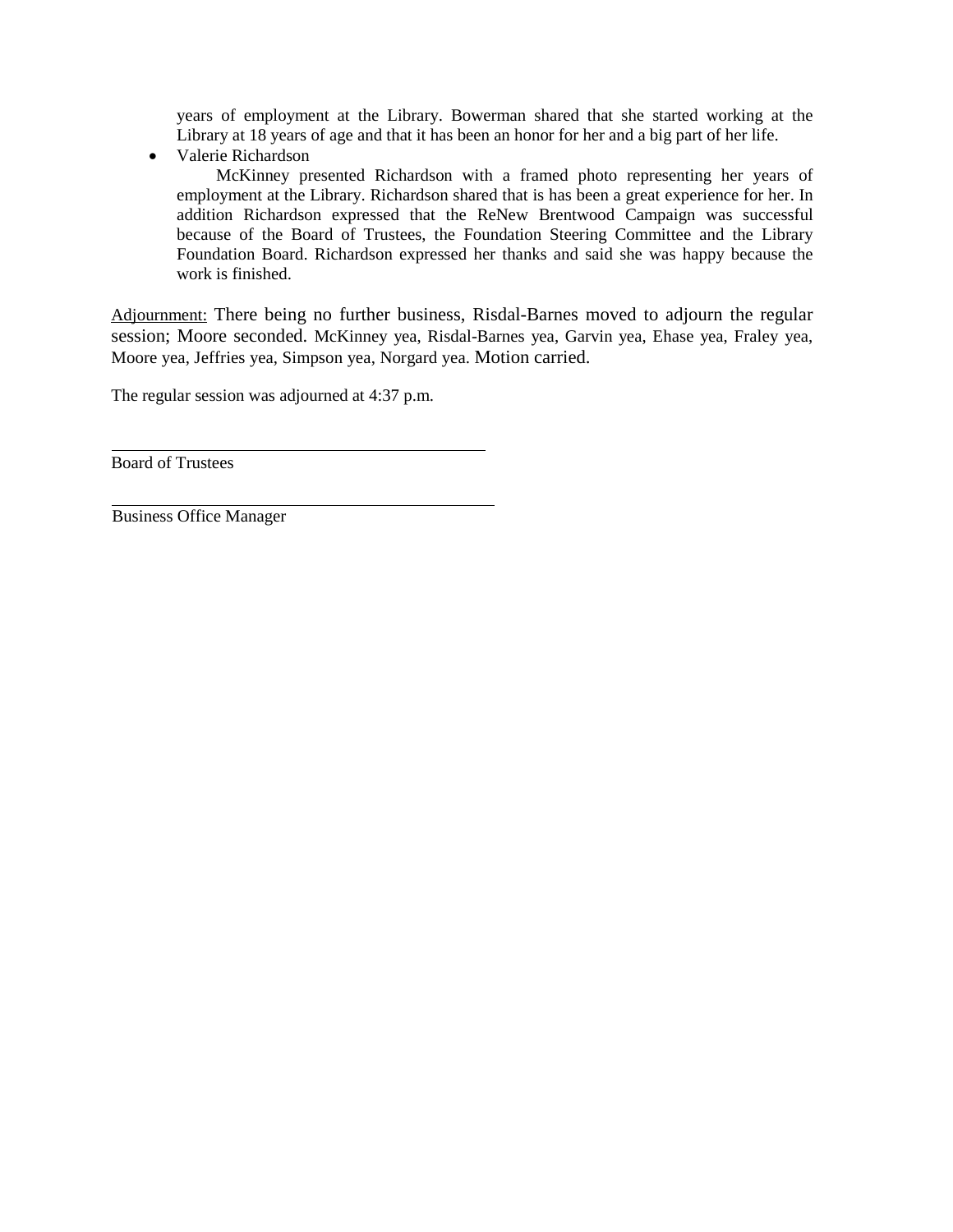years of employment at the Library. Bowerman shared that she started working at the Library at 18 years of age and that it has been an honor for her and a big part of her life.

- Valerie Richardson

  McKinney presented Richardson with a framed photo representing her years of employment at the Library. Richardson shared that is has been a great experience for her. In addition Richardson expressed that the ReNew Brentwood Campaign was successful because of the Board of Trustees, the Foundation Steering Committee and the Library Foundation Board. Richardson expressed her thanks and said she was happy because the work is finished.

<u>Adjournment:</u> There being no further business, Risdal-Barnes moved to adjourn the regular session; Moore seconded. McKinney yea, Risdal-Barnes yea, Garvin yea, Ehase yea, Fraley yea, Moore yea, Jeffries yea, Simpson yea, Norgard yea. Motion carried.

The regular session was adjourned at 4:37 p.m.

_____________________________________________

Board of Trustees

_____________________________________________

Business Office Manager